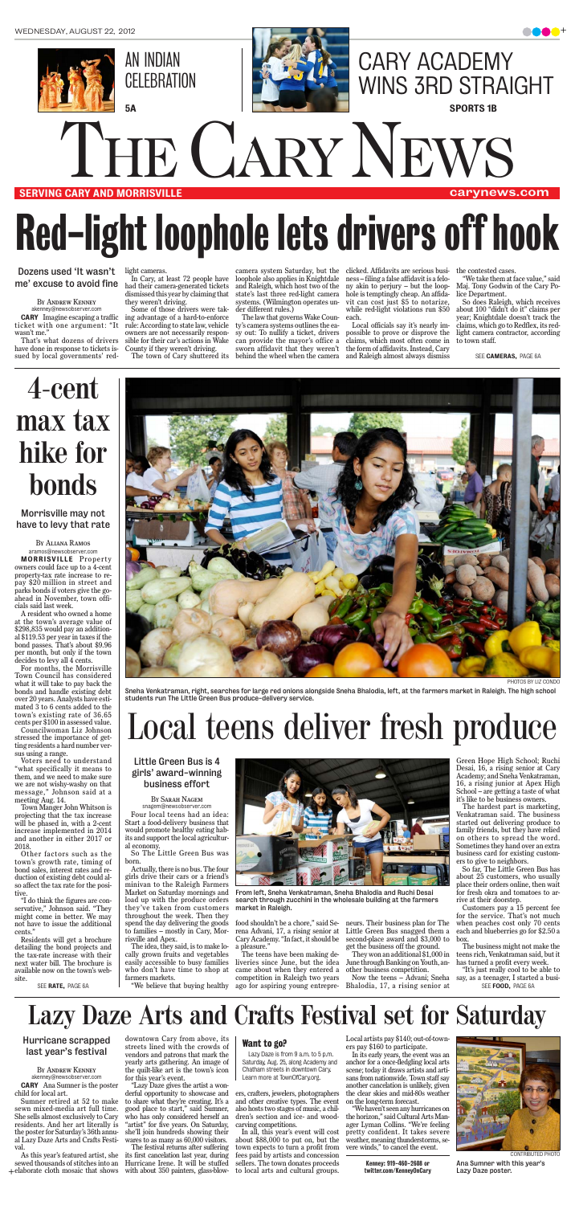WEDNESDAY, AUGUST 22, 2012

AN INDIAN CELEBRATION 5A

CARY ACADEMY WINS 3RD STRAIGHT SPORTS 1B

# THE CARY NEWS

SERVING CARY AND MORRISVILLE — carynews.com

# Red-light loophole lets drivers off hook

### Dozens used 'It wasn't me' excuse to avoid fine

By Andrew Kenney
akenney@newsobserver.com

**CARY** Imagine escaping a traffic ticket with one argument: "It wasn't me."

That's what dozens of drivers have done in response to tickets issued by local governments' red-light cameras.

In Cary, at least 72 people have had their camera-generated tickets dismissed this year by claiming that they weren't driving.

Some of those drivers were taking advantage of a hard-to-enforce rule: According to state law, vehicle owners are not necessarily responsible for their car's actions in Wake County if they weren't driving.

The town of Cary shuttered its camera system Saturday, but the loophole also applies in Knightdale and Raleigh, which host two of the state's last three red-light camera systems. (Wilmington operates under different rules.)

The law that governs Wake County's camera systems outlines the easy out: To nullify a ticket, drivers can provide the mayor's office a sworn affidavit that they weren't behind the wheel when the camera clicked. Affidavits are serious business – filing a false affidavit is a felony akin to perjury – but the loophole is temptingly cheap. An affidavit can cost just $5 to notarize, while red-light violations run $50 each.

Local officials say it's nearly impossible to prove or disprove the claims, which most often come in the form of affidavits. Instead, Cary and Raleigh almost always dismiss the contested cases.

"We take them at face value," said Maj. Tony Godwin of the Cary Police Department.

So does Raleigh, which receives about 100 "didn't do it" claims per year; Knightdale doesn't track the claims, which go to Redflex, its red-light camera contractor, according to town staff.

SEE **CAMERAS,** PAGE 6A

# 4-cent max tax hike for bonds

### Morrisville may not have to levy that rate

By Aliana Ramos
aramos@newsobserver.com

**MORRISVILLE** Property owners could face up to a 4-cent property-tax rate increase to repay $20 million in street and parks bonds if voters give the go-ahead in November, town officials said last week.

A resident who owned a home at the town's average value of $298,835 would pay an additional $119.53 per year in taxes if the bond passes. That's about $9.96 per month, but only if the town decides to levy all 4 cents.

For months, the Morrisville Town Council has considered what it will take to pay back the bonds and handle existing debt over 20 years. Analysts have estimated 3 to 6 cents added to the town's existing rate of 36.65 cents per $100 in assessed value.

Councilwoman Liz Johnson stressed the importance of getting residents a hard number versus using a range.

Voters need to understand "what specifically it means to them, and we need to make sure we are not wishy-washy on that message," Johnson said at a meeting Aug. 14.

Town Manager John Whitson is projecting that the tax increase will be phased in, with a 2-cent increase implemented in 2014 and another in either 2017 or 2018.

Other factors such as the town's growth rate, timing of bond sales, interest rates and reduction of existing debt could also affect the tax rate for the positive.

"I do think the figures are conservative," Johnson said. "They might come in better. We may not have to issue the additional cents."

Residents will get a brochure detailing the bond projects and the tax-rate increase with their next water bill. The brochure is available now on the town's website.

SEE **RATE,** PAGE 6A

PHOTOS BY LIZ CONDO

Sneha Venkatraman, right, searches for large red onions alongside Sneha Bhalodia, left, at the farmers market in Raleigh. The high school students run The Little Green Bus produce-delivery service.

# Local teens deliver fresh produce

### Little Green Bus is 4 girls' award-winning business effort

By Sarah Nagem
snagem@newsobserver.com

Four local teens had an idea: Start a food-delivery business that would promote healthy eating habits and support the local agricultural economy.

So The Little Green Bus was born.

Actually, there is no bus. The four girls drive their cars or a friend's minivan to the Raleigh Farmers Market on Saturday mornings and load up with the produce orders they've taken from customers throughout the week. Then they spend the day delivering the goods to families – mostly in Cary, Morrisville and Apex.

The idea, they said, is to make locally grown fruits and vegetables easily accessible to busy families who don't have time to shop at farmers markets.

"We believe that buying healthy food shouldn't be a chore," said Serena Advani, 17, a rising senior at Cary Academy. "In fact, it should be a pleasure."

From left, Sneha Venkatraman, Sneha Bhalodia and Ruchi Desai search through zucchini in the wholesale building at the farmers market in Raleigh.

The teens have been making deliveries since June, but the idea came about when they entered a competition in Raleigh two years ago for aspiring young entrepreneurs. Their business plan for The Little Green Bus snagged them a second-place award and $3,000 to get the business off the ground.

They won an additional $1,000 in June through Banking on Youth, another business competition.

Now the teens – Advani; Sneha Bhalodia, 17, a rising senior at Green Hope High School; Ruchi Desai, 16, a rising senior at Cary Academy; and Sneha Venkatraman, 16, a rising junior at Apex High School – are getting a taste of what it's like to be business owners.

The hardest part is marketing, Venkatraman said. The business started out delivering produce to family friends, but they have relied on others to spread the word. Sometimes they hand over an extra business card for existing customers to give to neighbors.

So far, The Little Green Bus has about 25 customers, who usually place their orders online, then wait for fresh okra and tomatoes to arrive at their doorstep.

Customers pay a 15 percent fee for the service. That's not much when peaches cost only 70 cents each and blueberries go for $2.50 a box.

The business might not make the teens rich, Venkatraman said, but it has turned a profit every week.

"It's just really cool to be able to say, as a teenager, I started a business

SEE **FOOD,** PAGE 6A

# Lazy Daze Arts and Crafts Festival set for Saturday

### Hurricane scrapped last year's festival

By Andrew Kenney
akenney@newsobserver.com

**CARY** Ana Sumner is the poster child for local art.

Sumner retired at 52 to make sewn mixed-media art full time. She sells almost exclusively to Cary residents. And her art literally is the poster for Saturday's 36th annual Lazy Daze Arts and Crafts Festival.

As this year's featured artist, she sewed thousands of stitches into an elaborate cloth mosaic that shows downtown Cary from above, its streets lined with the crowds of vendors and patrons that mark the yearly arts gathering. An image of the quilt-like art is the town's icon for this year's event.

"Lazy Daze gives the artist a wonderful opportunity to showcase and to share what they're creating. It's a good place to start," said Sumner, who has only considered herself an "artist" for five years. On Saturday, she'll join hundreds showing their wares to as many as 60,000 visitors.

The festival returns after suffering its first cancellation last year, during Hurricane Irene. It will be stuffed with about 350 painters, glass-blowers, crafters, jewelers, photographers and other creative types. The event also hosts two stages of music, a children's section and ice- and wood-carving competitions.

#### Want to go?

Lazy Daze is from 9 a.m. to 5 p.m. Saturday, Aug. 25, along Academy and Chatham streets in downtown Cary. Learn more at TownOfCary.org.

In all, this year's event will cost about $88,000 to put on, but the town expects to turn a profit from fees paid by artists and concession sellers. The town donates proceeds to local arts and cultural groups. Local artists pay $140; out-of-towners pay $160 to participate.

In its early years, the event was an anchor for a once-fledgling local arts scene; today it draws artists and artisans from nationwide. Town staff say another cancelation is unlikely, given the clear skies and mid-80s weather on the long-term forecast.

"We haven't seen any hurricanes on the horizon," said Cultural Arts Manager Lyman Collins. "We're feeling pretty confident. It takes severe weather, meaning thunderstorms, severe winds," to cancel the event.

**Kenney: 919-460-2608 or twitter.com/KenneyOnCary**

CONTRIBUTED PHOTO

Ana Sumner with this year's Lazy Daze poster.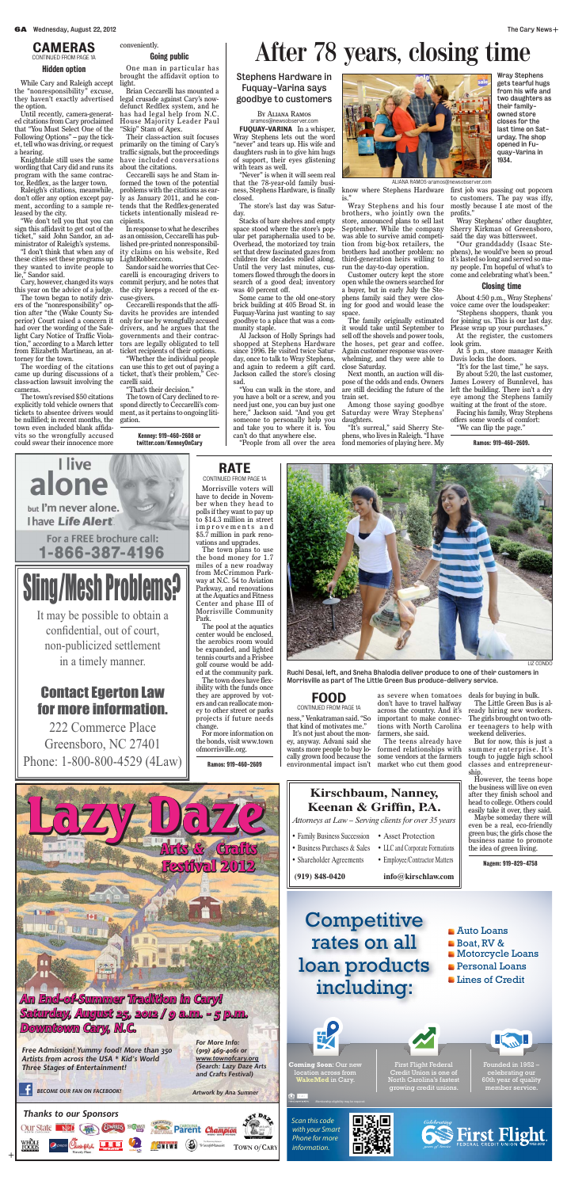# CAMERAS

CONTINUED FROM PAGE 1A

### Hidden option

While Cary and Raleigh accept the "nonresponsibility" excuse, they haven't exactly advertised the option.

Until recently, camera-generated citations from Cary proclaimed that "You Must Select One of the Following Options" – pay the ticket, tell who was driving, or request a hearing.

Knightdale still uses the same wording that Cary did and runs its program with the same contractor, Redflex, as the larger town.

Raleigh's citations, meanwhile, don't offer any option except payment, according to a sample released by the city.

"We don't tell you that you can sign this affidavit to get out of the ticket," said John Sandor, an administrator of Raleigh's systems.

"I don't think that when any of these cities set these programs up they wanted to invite people to lie," Sandor said.

Cary, however, changed its ways this year on the advice of a judge.

The town began to notify drivers of the "nonresponsibility" option after "the (Wake County Superior) Court raised a concern it had over the wording of the Safelight Cary Notice of Traffic Violation," according to a March letter from Elizabeth Martineau, an attorney for the town.

The wording of the citations came up during discussions of a class-action lawsuit involving the cameras.

The town's revised $50 citations explicitly told vehicle owners that tickets to absentee drivers would be nullified; in recent months, the town even included blank affidavits so the wrongfully accused could swear their innocence more conveniently.

### Going public

One man in particular has brought the affidavit option to light.

Brian Ceccarelli has mounted a legal crusade against Cary's now-defunct Redflex system, and he has had legal help from N.C. House Majority Leader Paul "Skip" Stam of Apex.

Their class-action suit focuses primarily on the timing of Cary's traffic signals, but the proceedings have included conversations about the citations.

Ceccarelli says he and Stam informed the town of the potential problems with the citations as early as January 2011, and he contends that the Redflex-generated tickets intentionally mislead recipients.

In response to what he describes as an omission, Ceccarelli has published pre-printed nonresponsibility claims on his website, Red LightRobber.com.

Sandor said he worries that Ceccarelli is encouraging drivers to commit perjury, and he notes that the city keeps a record of the excuse-givers.

Ceccarelli responds that the affidavits he provides are intended only for use by wrongfully accused drivers, and he argues that the governments and their contractors are legally obligated to tell ticket recipients of their options.

"Whether the individual people can use this to get out of paying a ticket, that's their problem," Ceccarelli said.

"That's their decision."

The town of Cary declined to respond directly to Ceccarelli's comment, as it pertains to ongoing litigation.

Kenney: 919-460-2608 or twitter.com/KenneyOnCary

# After 78 years, closing time

## Stephens Hardware in Fuquay-Varina says goodbye to customers

By ALIANA RAMOS
aramos@newsobserver.com

**FUQUAY-VARINA** In a whisper, Wray Stephens lets out the word "never" and tears up. His wife and daughters rush in to give him hugs of support, their eyes glistening with tears as well.

"Never" is when it will seem real that the 78-year-old family business, Stephens Hardware, is finally closed.

The store's last day was Saturday.

Stacks of bare shelves and empty space stood where the store's popular pet paraphernalia used to be. Overhead, the motorized toy train set that drew fascinated gazes from children for decades rolled along. Until the very last minutes, customers flowed through the doors in search of a good deal; inventory was 40 percent off.

Some came to the old one-story brick building at 405 Broad St. in Fuquay-Varina just wanting to say goodbye to a place that was a community staple.

Al Jackson of Holly Springs had shopped at Stephens Hardware since 1996. He visited twice Saturday, once to talk to Wray Stephens, and again to redeem a gift card. Jackson called the store's closing sad.

"You can walk in the store, and you have a bolt or a screw, and you need just one, you can buy just one here," Jackson said. "And you get someone to personally help you and take you to where it is. You can't do that anywhere else.

"People from all over the area know where Stephens Hardware is."

Wray Stephens and his four brothers, who jointly own the store, announced plans to sell last September. While the company was able to survive amid competition from big-box retailers, the brothers had another problem: no third-generation heirs willing to run the day-to-day operation.

Customer outcry kept the store open while the owners searched for a buyer, but in early July the Stephens family said they were closing for good and would lease the space.

The family originally estimated it would take until September to sell off the shovels and power tools, the hoses, pet gear and coffee. Again customer response was overwhelming, and they were able to close Saturday.

Next month, an auction will dispose of the odds and ends. Owners are still deciding the future of the train set.

Among those saying goodbye Saturday were Wray Stephens' daughters.

"It's surreal," said Sherry Stephens, who lives in Raleigh. "I have fond memories of playing here. My first job was passing out popcorn to customers. The pay was iffy, mostly because I ate most of the profits."

Wray Stephens' other daughter, Sherry Kirkman of Greensboro, said the day was bittersweet.

"Our granddaddy (Isaac Stephens), he would've been so proud it's lasted so long and served so many people. I'm hopeful of what's to come and celebrating what's been."

### Closing time

About 4:50 p.m., Wray Stephens' voice came over the loudspeaker:

"Stephens shoppers, thank you for joining us. This is our last day. Please wrap up your purchases."

At the register, the customers look grim.

At 5 p.m., store manager Keith Davis locks the doors.

"It's for the last time," he says.

By about 5:20, the last customer, James Lowery of Bunnlevel, has left the building. There isn't a dry eye among the Stephens family waiting at the front of the store.

Facing his family, Wray Stephens offers some words of comfort:

"We can flip the page."

Ramos: 919-460-2609.

ALIANA RAMOS-aramos@newsobserver.com

Wray Stephens gets tearful hugs from his wife and two daughters as their family-owned store closes for the last time on Saturday. The shop opened in Fuquay-Varina in 1934.

I live **alone** but I'm never alone. I have *Life Alert*

For a FREE brochure call: **1-866-387-4196**

# Sling/Mesh Problems?

It may be possible to obtain a confidential, out of court, non-publicized settlement in a timely manner.

## Contact Egerton Law for more information.

222 Commerce Place
Greensboro, NC 27401
Phone: 1-800-800-4529 (4Law)

# RATE

CONTINUED FROM PAGE 1A

Morrisville voters will have to decide in November when they head to polls if they want to pay up to $14.3 million in street improvements and $5.7 million in park renovations and upgrades.

The town plans to use the bond money for 1.7 miles of a new roadway from McCrimmon Parkway at N.C. 54 to Aviation Parkway, and renovations at the Aquatics and Fitness Center and phase III of Morrisville Community Park.

The pool at the aquatics center would be enclosed, the aerobics room would be expanded, and lighted tennis courts and a Frisbee golf course would be added at the community park.

The town does have flexibility with the funds once they are approved by voters and can reallocate money to other street or parks projects if future needs change.

For more information on the bonds, visit www.townofmorrisville.org.

Ramos: 919-460-2609

LIZ CONDO

Ruchi Desai, left, and Sneha Bhalodia deliver produce to one of their customers in Morrisville as part of The Little Green Bus produce-delivery service.

# FOOD

CONTINUED FROM PAGE 1A

ness," Venkatraman said. "So that kind of motivates me."

It's not just about the money, anyway. Advani said she wants more people to buy locally grown food because the environmental impact isn't as severe when tomatoes don't have to travel halfway across the country. And it's important to make connections with North Carolina farmers, she said.

The teens already have formed relationships with some vendors at the farmers market who cut them good deals for buying in bulk.

The Little Green Bus is already hiring new workers. The girls brought on two other teenagers to help with weekend deliveries.

But for now, this is just a summer enterprise. It's tough to juggle high school classes and entrepreneurship.

However, the teens hope the business will live on even after they finish school and head to college. Others could easily take it over, they said.

Maybe someday there will even be a real, eco-friendly green bus; the girls chose the business name to promote the idea of green living.

Nagem: 919-829-4758

## Kirschbaum, Nanney, Keenan & Griffin, P.A.

*Attorneys at Law – Serving clients for over 35 years*

- Family Business Succession
- Business Purchases & Sales
- Shareholder Agreements
- Asset Protection
- LLC and Corporate Formations
- Employee/Contractor Matters

(919) 848-0420 info@kirschlaw.com

# Lazy Daze Arts & Crafts Festival 2012

*An End-of-Summer Tradition in Cary! Saturday, August 25, 2012 / 9 a.m. - 5 p.m. Downtown Cary, N.C.*

*Free Admission! Yummy food! More than 350 Artists from across the USA \* Kid's World Three Stages of Entertainment!*

*For More Info: (919) 469-4061 or www.townofcary.org (Search: Lazy Daze Arts and Crafts Festival)*

*BECOME OUR FAN ON FACEBOOK!*

*Artwork by Ana Sumner*

*Thanks to our Sponsors*

TOWN OF CARY

# Competitive rates on all loan products including:

- Auto Loans
- Boat, RV & Motorcycle Loans
- Personal Loans
- Lines of Credit

**Coming Soon:** Our new location across from WakeMed in Cary.

First Flight Federal Credit Union is one of North Carolina's fastest growing credit unions.

Founded in 1952 – celebrating our 60th year of quality member service.

Scan this code with your Smart Phone for more information.

First Flight FEDERAL CREDIT UNION